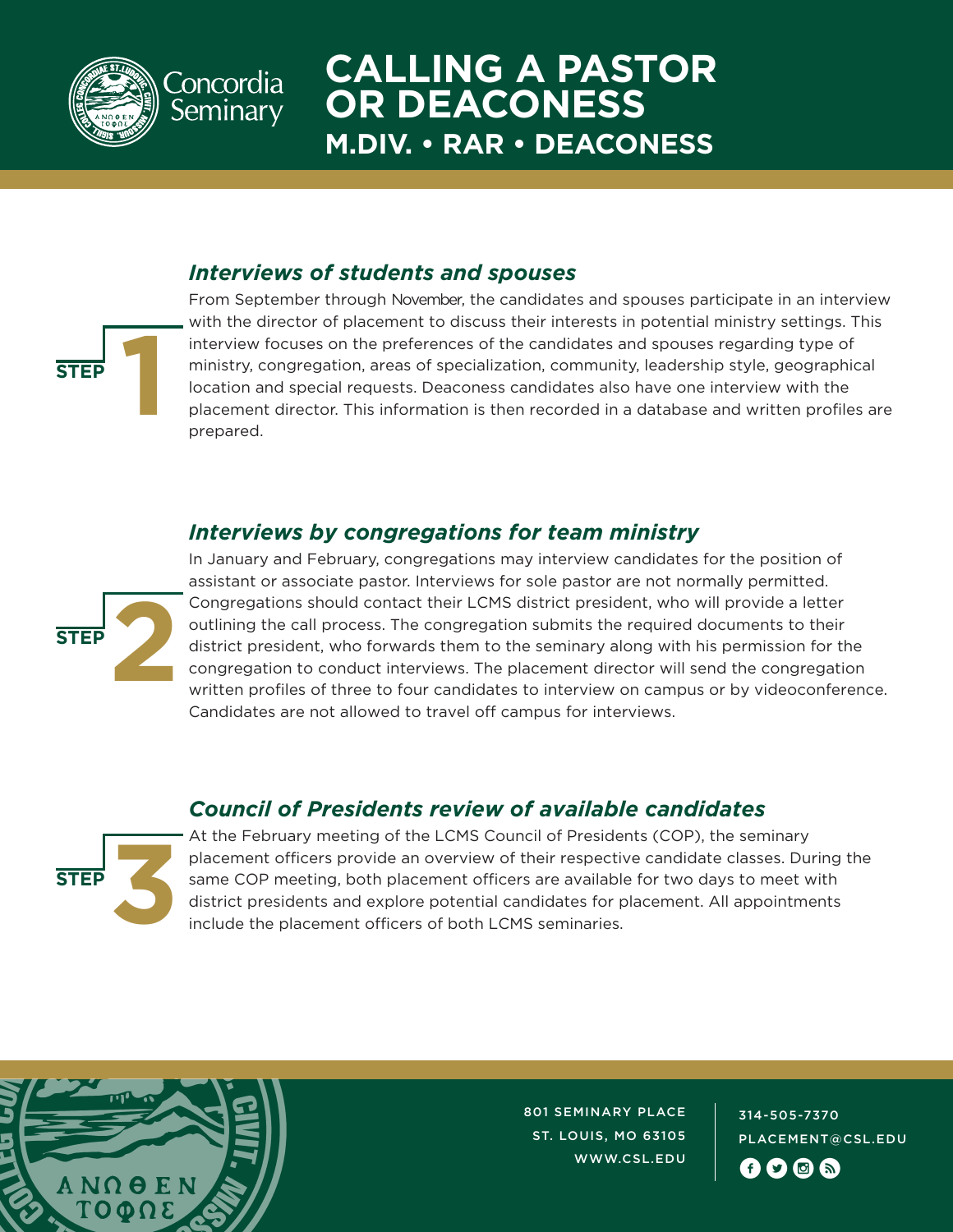Concordia Seminary

# CALLING A PASTOR OR DEACONESS

## M.DIV. • RAR • DEACONESS

### STEP 1 — *Interviews of students and spouses*

From September through November, the candidates and spouses participate in an interview with the director of placement to discuss their interests in potential ministry settings. This interview focuses on the preferences of the candidates and spouses regarding type of ministry, congregation, areas of specialization, community, leadership style, geographical location and special requests. Deaconess candidates also have one interview with the placement director. This information is then recorded in a database and written profiles are prepared.

### STEP 2 — *Interviews by congregations for team ministry*

In January and February, congregations may interview candidates for the position of assistant or associate pastor. Interviews for sole pastor are not normally permitted. Congregations should contact their LCMS district president, who will provide a letter outlining the call process. The congregation submits the required documents to their district president, who forwards them to the seminary along with his permission for the congregation to conduct interviews. The placement director will send the congregation written profiles of three to four candidates to interview on campus or by videoconference. Candidates are not allowed to travel off campus for interviews.

### STEP 3 — *Council of Presidents review of available candidates*

At the February meeting of the LCMS Council of Presidents (COP), the seminary placement officers provide an overview of their respective candidate classes. During the same COP meeting, both placement officers are available for two days to meet with district presidents and explore potential candidates for placement. All appointments include the placement officers of both LCMS seminaries.

801 SEMINARY PLACE
ST. LOUIS, MO 63105
WWW.CSL.EDU

314-505-7370
PLACEMENT@CSL.EDU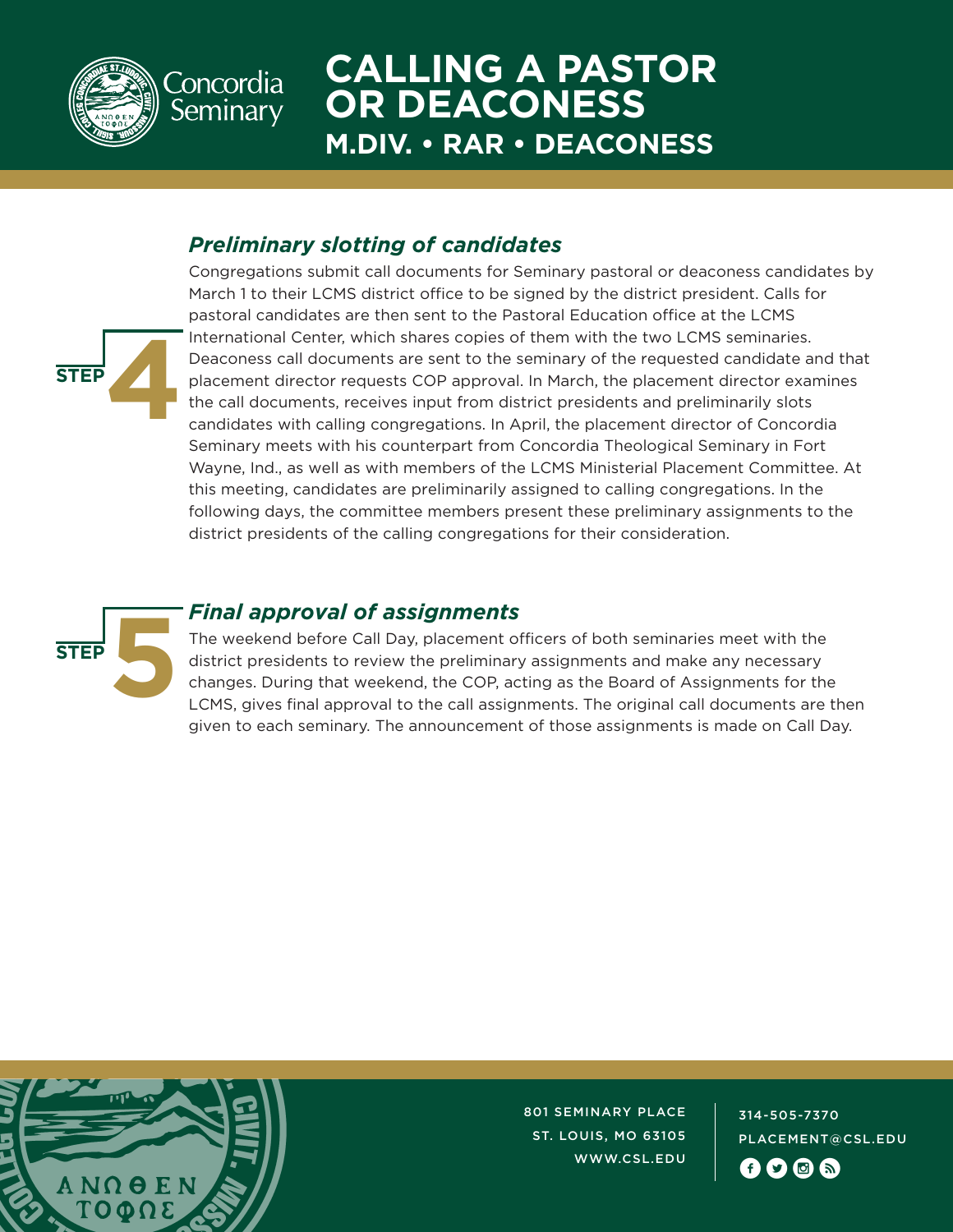# CALLING A PASTOR OR DEACONESS

## M.DIV. • RAR • DEACONESS

STEP 4

### *Preliminary slotting of candidates*

Congregations submit call documents for Seminary pastoral or deaconess candidates by March 1 to their LCMS district office to be signed by the district president. Calls for pastoral candidates are then sent to the Pastoral Education office at the LCMS International Center, which shares copies of them with the two LCMS seminaries. Deaconess call documents are sent to the seminary of the requested candidate and that placement director requests COP approval. In March, the placement director examines the call documents, receives input from district presidents and preliminarily slots candidates with calling congregations. In April, the placement director of Concordia Seminary meets with his counterpart from Concordia Theological Seminary in Fort Wayne, Ind., as well as with members of the LCMS Ministerial Placement Committee. At this meeting, candidates are preliminarily assigned to calling congregations. In the following days, the committee members present these preliminary assignments to the district presidents of the calling congregations for their consideration.

STEP 5

### *Final approval of assignments*

The weekend before Call Day, placement officers of both seminaries meet with the district presidents to review the preliminary assignments and make any necessary changes. During that weekend, the COP, acting as the Board of Assignments for the LCMS, gives final approval to the call assignments. The original call documents are then given to each seminary. The announcement of those assignments is made on Call Day.

801 SEMINARY PLACE
ST. LOUIS, MO 63105
WWW.CSL.EDU

314-505-7370
PLACEMENT@CSL.EDU